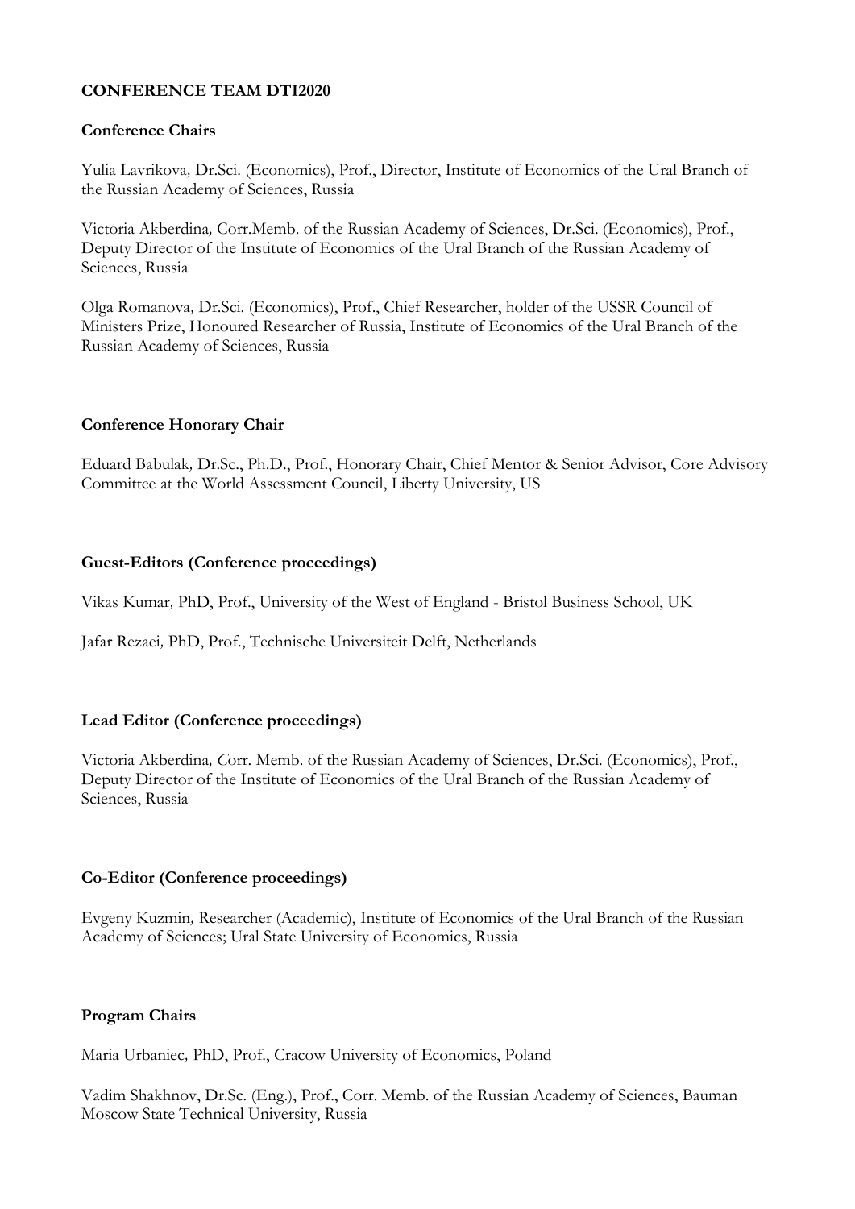**CONFERENCE TEAM DTI2020**

**Conference Chairs**

Yulia Lavrikova, Dr.Sci. (Economics), Prof., Director, Institute of Economics of the Ural Branch of the Russian Academy of Sciences, Russia

Victoria Akberdina, Corr.Memb. of the Russian Academy of Sciences, Dr.Sci. (Economics), Prof., Deputy Director of the Institute of Economics of the Ural Branch of the Russian Academy of Sciences, Russia

Olga Romanova, Dr.Sci. (Economics), Prof., Chief Researcher, holder of the USSR Council of Ministers Prize, Honoured Researcher of Russia, Institute of Economics of the Ural Branch of the Russian Academy of Sciences, Russia

**Conference Honorary Chair**

Eduard Babulak, Dr.Sc., Ph.D., Prof., Honorary Chair, Chief Mentor & Senior Advisor, Core Advisory Committee at the World Assessment Council, Liberty University, US

**Guest-Editors (Conference proceedings)**

Vikas Kumar, PhD, Prof., University of the West of England - Bristol Business School, UK

Jafar Rezaei, PhD, Prof., Technische Universiteit Delft, Netherlands

**Lead Editor (Conference proceedings)**

Victoria Akberdina, Corr. Memb. of the Russian Academy of Sciences, Dr.Sci. (Economics), Prof., Deputy Director of the Institute of Economics of the Ural Branch of the Russian Academy of Sciences, Russia

**Co-Editor (Conference proceedings)**

Evgeny Kuzmin, Researcher (Academic), Institute of Economics of the Ural Branch of the Russian Academy of Sciences; Ural State University of Economics, Russia

**Program Chairs**

Maria Urbaniec, PhD, Prof., Cracow University of Economics, Poland

Vadim Shakhnov, Dr.Sc. (Eng.), Prof., Corr. Memb. of the Russian Academy of Sciences, Bauman Moscow State Technical University, Russia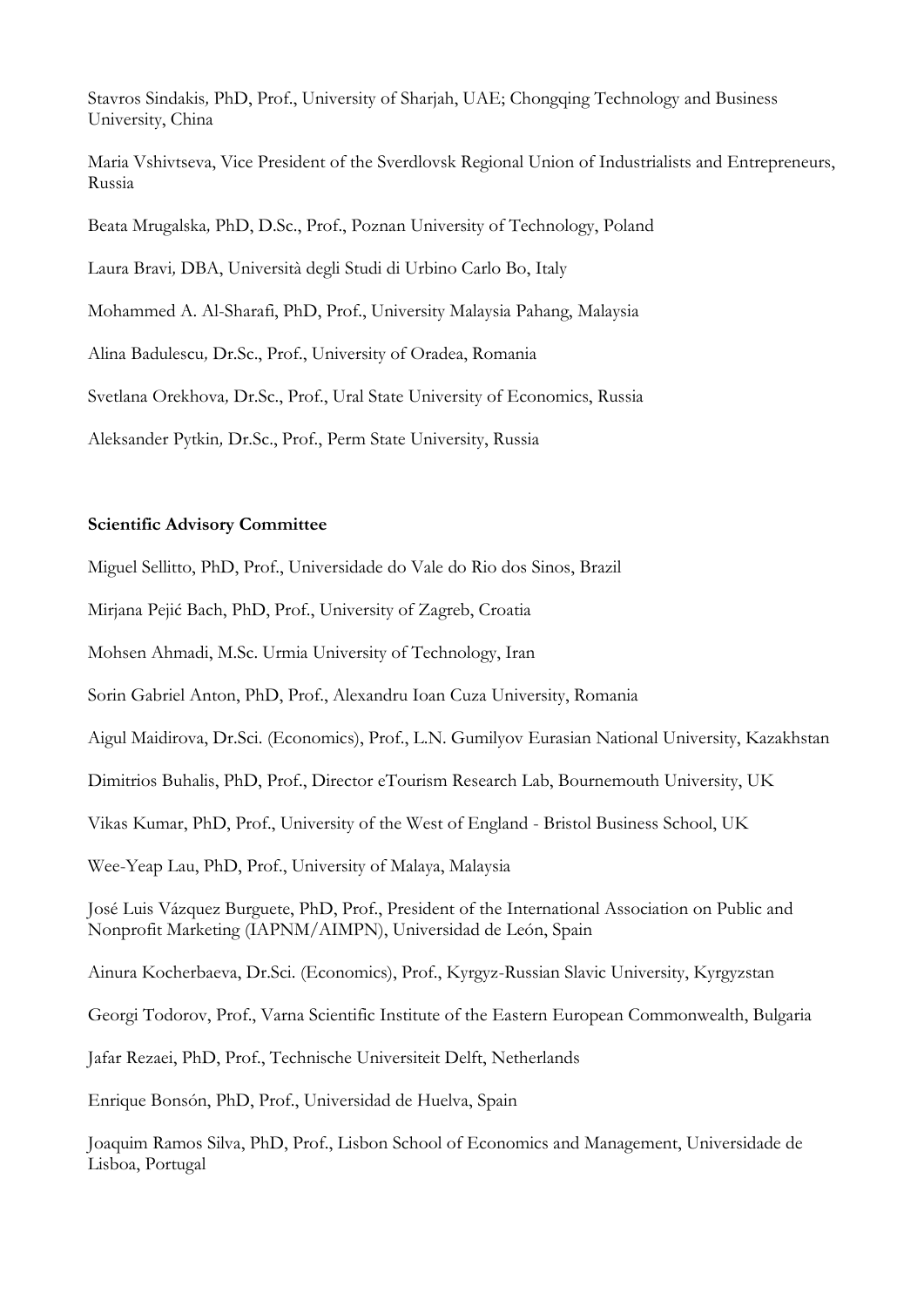Stavros Sindakis*,* PhD, Prof., University of Sharjah, UAE; Chongqing Technology and Business University, China

Maria Vshivtseva, Vice President of the Sverdlovsk Regional Union of Industrialists and Entrepreneurs, Russia

Beata Mrugalska*,* PhD, D.Sc., Prof., Poznan University of Technology, Poland

Laura Bravi*,* DBA, Università degli Studi di Urbino Carlo Bo, Italy

Mohammed A. Al-Sharafi, PhD, Prof., University Malaysia Pahang, Malaysia

Alina Badulescu*,* Dr.Sc., Prof., University of Oradea, Romania

Svetlana Orekhova*,* Dr.Sc., Prof., Ural State University of Economics, Russia

Aleksander Pytkin*,* Dr.Sc., Prof., Perm State University, Russia

**Scientific Advisory Committee**

Miguel Sellitto, PhD, Prof., Universidade do Vale do Rio dos Sinos, Brazil

Mirjana Pejić Bach, PhD, Prof., University of Zagreb, Croatia

Mohsen Ahmadi, M.Sc. Urmia University of Technology, Iran

Sorin Gabriel Anton, PhD, Prof., Alexandru Ioan Cuza University, Romania

Aigul Maidirova, Dr.Sci. (Economics), Prof., L.N. Gumilyov Eurasian National University, Kazakhstan

Dimitrios Buhalis, PhD, Prof., Director eTourism Research Lab, Bournemouth University, UK

Vikas Kumar, PhD, Prof., University of the West of England - Bristol Business School, UK

Wee-Yeap Lau, PhD, Prof., University of Malaya, Malaysia

José Luis Vázquez Burguete, PhD, Prof., President of the International Association on Public and Nonprofit Marketing (IAPNM/AIMPN), Universidad de León, Spain

Ainura Kocherbaeva, Dr.Sci. (Economics), Prof., Kyrgyz-Russian Slavic University, Kyrgyzstan

Georgi Todorov, Prof., Varna Scientific Institute of the Eastern European Commonwealth, Bulgaria

Jafar Rezaei, PhD, Prof., Technische Universiteit Delft, Netherlands

Enrique Bonsón, PhD, Prof., Universidad de Huelva, Spain

Joaquim Ramos Silva, PhD, Prof., Lisbon School of Economics and Management, Universidade de Lisboa, Portugal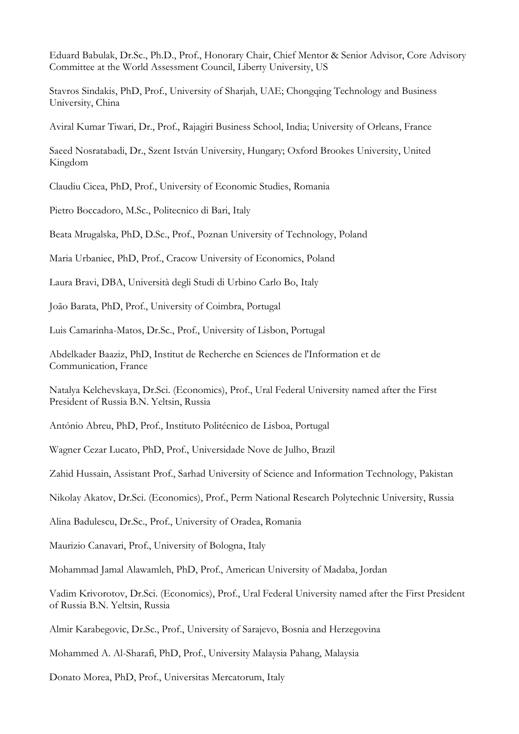Eduard Babulak, Dr.Sc., Ph.D., Prof., Honorary Chair, Chief Mentor & Senior Advisor, Core Advisory Committee at the World Assessment Council, Liberty University, US

Stavros Sindakis, PhD, Prof., University of Sharjah, UAE; Chongqing Technology and Business University, China

Aviral Kumar Tiwari, Dr., Prof., Rajagiri Business School, India; University of Orleans, France

Saeed Nosratabadi, Dr., Szent István University, Hungary; Oxford Brookes University, United Kingdom

Claudiu Cicea, PhD, Prof., University of Economic Studies, Romania

Pietro Boccadoro, M.Sc., Politecnico di Bari, Italy

Beata Mrugalska, PhD, D.Sc., Prof., Poznan University of Technology, Poland

Maria Urbaniec, PhD, Prof., Cracow University of Economics, Poland

Laura Bravi, DBA, Università degli Studi di Urbino Carlo Bo, Italy

João Barata, PhD, Prof., University of Coimbra, Portugal

Luis Camarinha-Matos, Dr.Sc., Prof., University of Lisbon, Portugal

Abdelkader Baaziz, PhD, Institut de Recherche en Sciences de l'Information et de Communication, France

Natalya Kelchevskaya, Dr.Sci. (Economics), Prof., Ural Federal University named after the First President of Russia B.N. Yeltsin, Russia

António Abreu, PhD, Prof., Instituto Politécnico de Lisboa, Portugal

Wagner Cezar Lucato, PhD, Prof., Universidade Nove de Julho, Brazil

Zahid Hussain, Assistant Prof., Sarhad University of Science and Information Technology, Pakistan

Nikolay Akatov, Dr.Sci. (Economics), Prof., Perm National Research Polytechnic University, Russia

Alina Badulescu, Dr.Sc., Prof., University of Oradea, Romania

Maurizio Canavari, Prof., University of Bologna, Italy

Mohammad Jamal Alawamleh, PhD, Prof., American University of Madaba, Jordan

Vadim Krivorotov, Dr.Sci. (Economics), Prof., Ural Federal University named after the First President of Russia B.N. Yeltsin, Russia

Almir Karabegovic, Dr.Sc., Prof., University of Sarajevo, Bosnia and Herzegovina

Mohammed A. Al-Sharafi, PhD, Prof., University Malaysia Pahang, Malaysia

Donato Morea, PhD, Prof., Universitas Mercatorum, Italy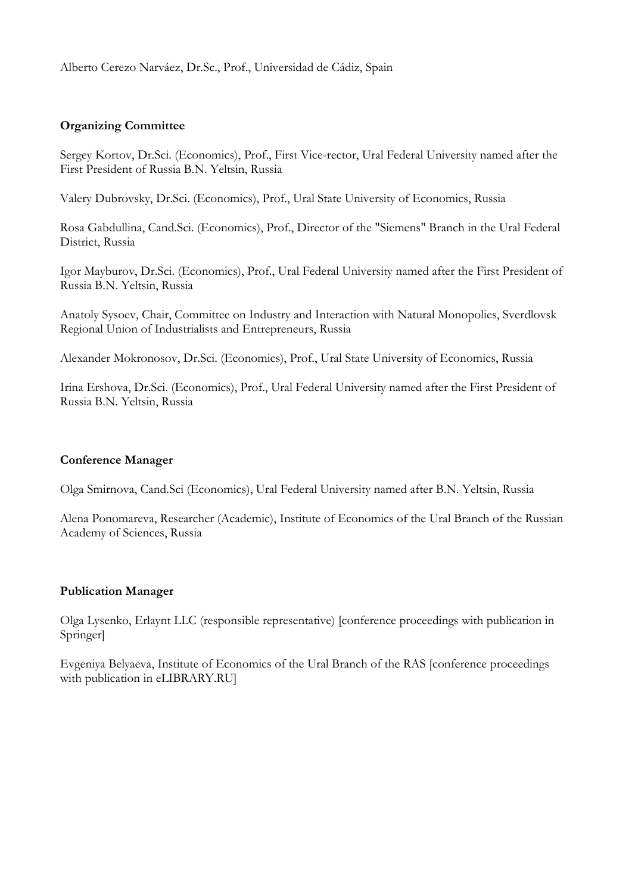Alberto Cerezo Narváez, Dr.Sc., Prof., Universidad de Cádiz, Spain

**Organizing Committee**

Sergey Kortov, Dr.Sci. (Economics), Prof., First Vice-rector, Ural Federal University named after the First President of Russia B.N. Yeltsin, Russia

Valery Dubrovsky, Dr.Sci. (Economics), Prof., Ural State University of Economics, Russia

Rosa Gabdullina, Cand.Sci. (Economics), Prof., Director of the "Siemens" Branch in the Ural Federal District, Russia

Igor Mayburov, Dr.Sci. (Economics), Prof., Ural Federal University named after the First President of Russia B.N. Yeltsin, Russia

Anatoly Sysoev, Chair, Committee on Industry and Interaction with Natural Monopolies, Sverdlovsk Regional Union of Industrialists and Entrepreneurs, Russia

Alexander Mokronosov, Dr.Sci. (Economics), Prof., Ural State University of Economics, Russia

Irina Ershova, Dr.Sci. (Economics), Prof., Ural Federal University named after the First President of Russia B.N. Yeltsin, Russia

**Conference Manager**

Olga Smirnova, Cand.Sci (Economics), Ural Federal University named after B.N. Yeltsin, Russia

Alena Ponomareva, Researcher (Academic), Institute of Economics of the Ural Branch of the Russian Academy of Sciences, Russia

**Publication Manager**

Olga Lysenko, Erlaynt LLC (responsible representative) [conference proceedings with publication in Springer]

Evgeniya Belyaeva, Institute of Economics of the Ural Branch of the RAS [conference proceedings with publication in eLIBRARY.RU]